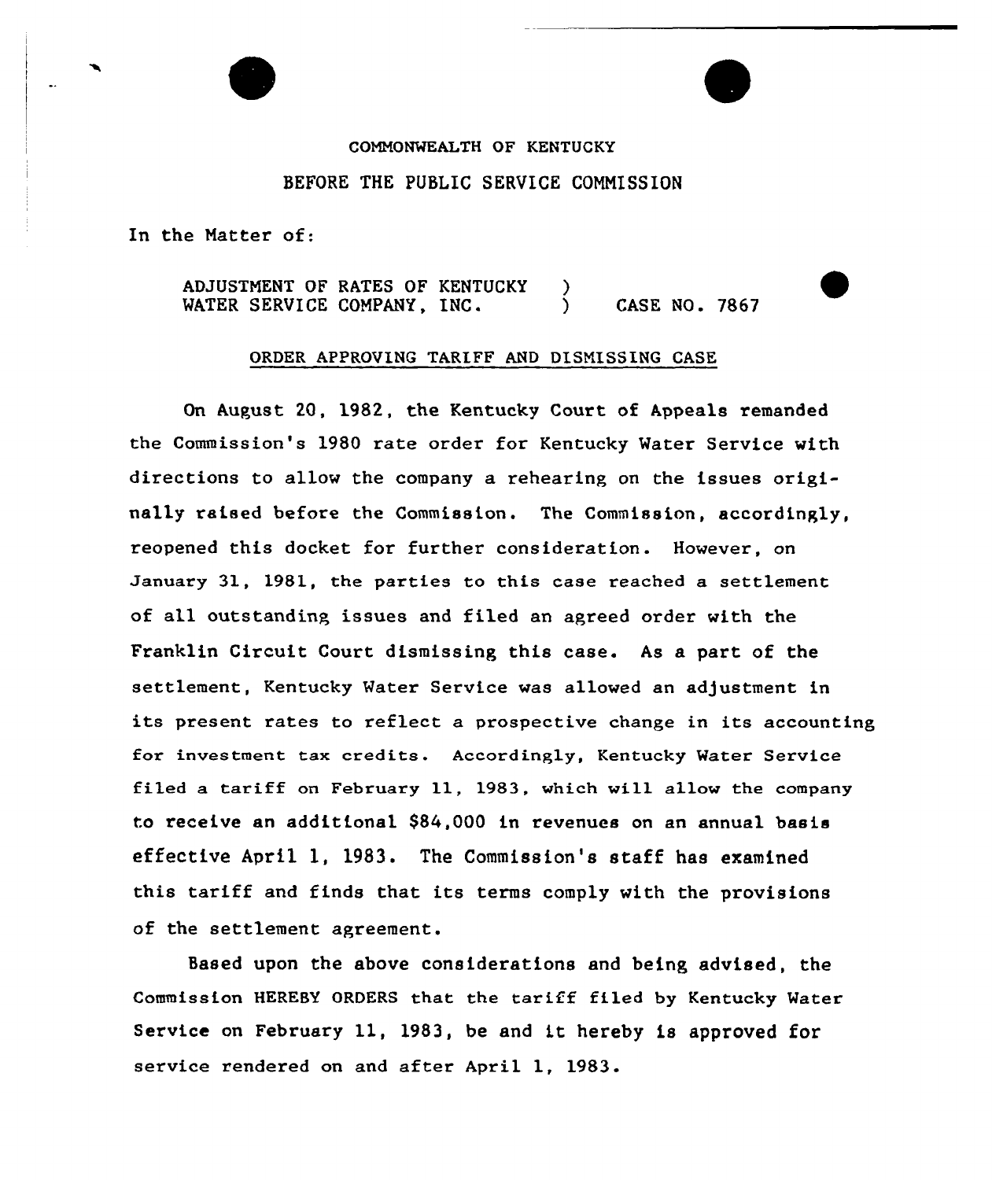COMMONWEALTH OF KENTUCKY

BEFORE THE PUBLIC SERVICE COMMISSION

In the Matter of:

ADJUSTMENT OF RATES OF KENTUCKY WATER SERVICE COMPANY, INC. ) CASE NO. 7867

ORDER APPROVING TARIFF AND DISMISSING CASE

On August 20, 1982, the Kentucky Court of Appeals remanded the Commission's 1980 rate order for Kentucky Water Service with directions to allow the company a rehearing on the issues originally raised before the Commission. The Commission, accordingly, reopened this docket for further consideration. However, on January 31, 1981, the parties to this case reached a settlement of all outstanding issues and filed an agreed order with the Franklin Circuit Court dismissing this case. As a part of the settlement, Kentucky Water Service was allowed an adjustment in its present rates to reflect a prospective change in its accounting for investment tax credits. Accordingly, Kentucky Water Service filed a tariff on February 11, 1983, which will allow the company to receive an additional $84,000 in revenues on an annual basis effective April 1, 1983. The Commission's staff has examined this tariff and finds that its terms comply with the provisions of the settlement agreement.

Based upon the above considerations and being advised, the Commission HEREBY ORDERS that the tariff filed by Kentucky Water Service on February 11, 1983, be and it hereby is approved for service rendered on and after April 1, 1983.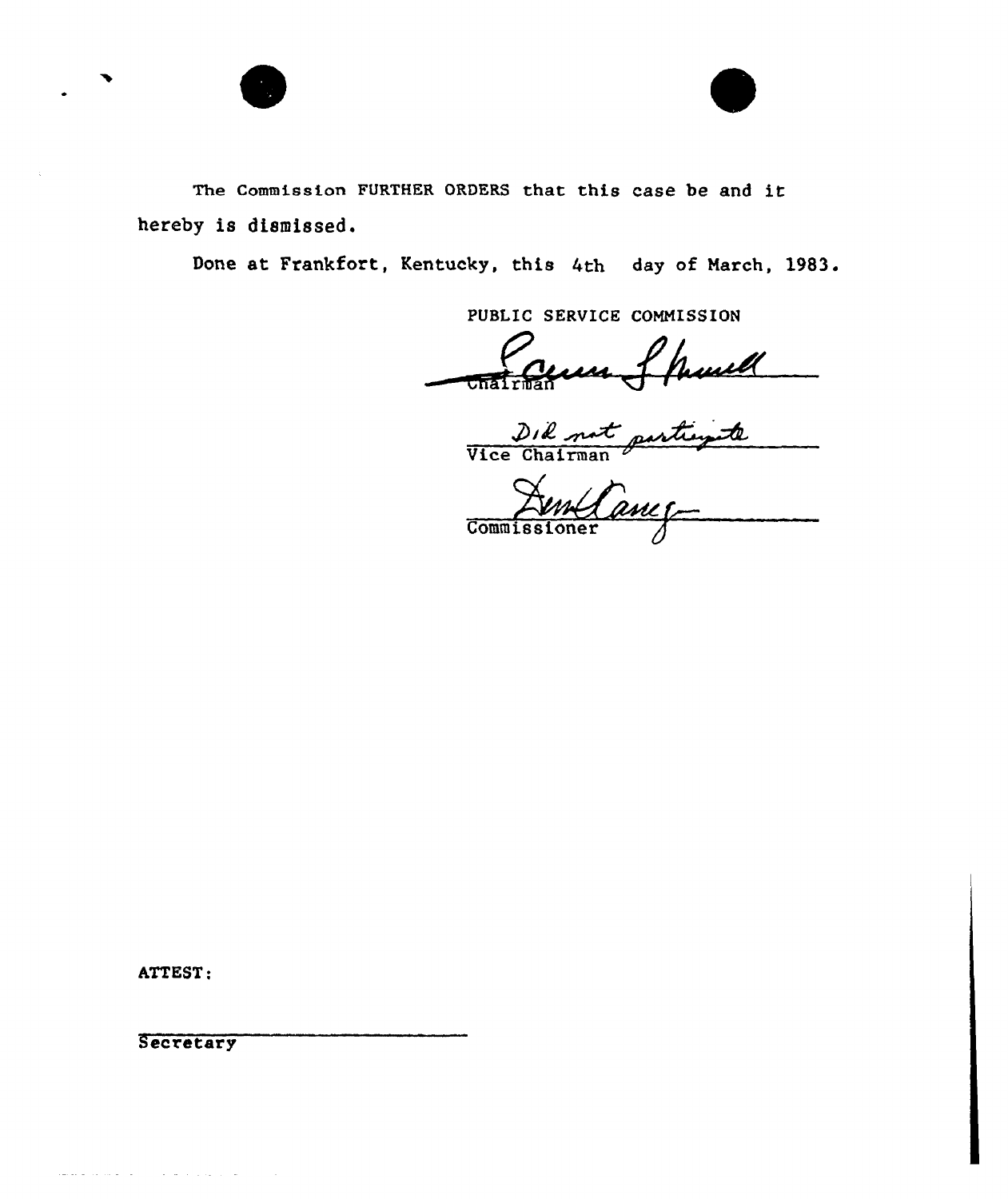The Commission FURTHER ORDERS that this case be and it hereby is dismissed.

Done at Frankfort, Kentucky, this 4th day of March, 1983.

PUBLIC SERVICE COMMISSION

Chairman

Did not participate
Vice Chairman

Commissioner

ATTEST:

Secretary